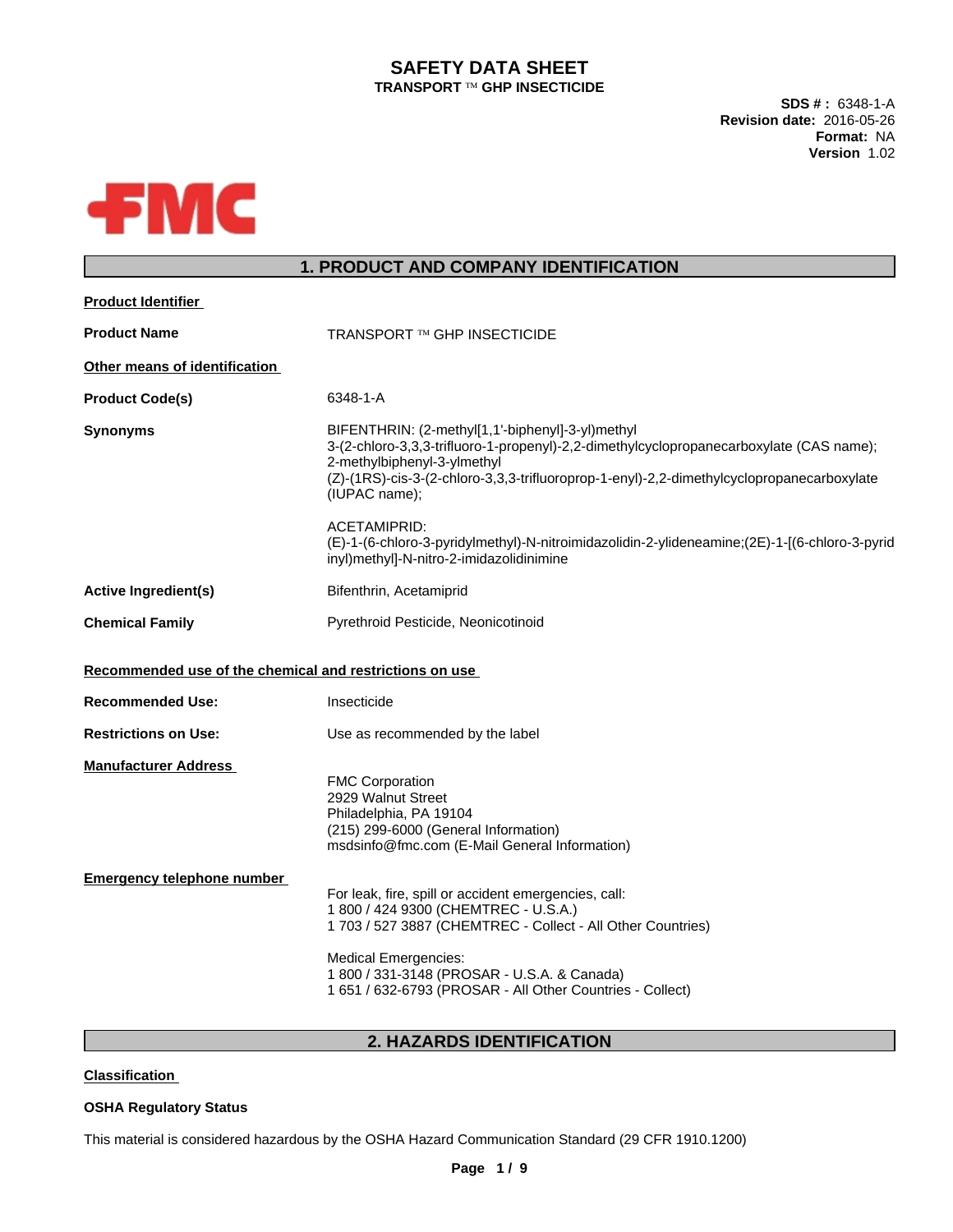# SAFETY DATA SHEET

**TRANSPORT ™ GHP INSECTICIDE**

**SDS # :** 6348-1-A
**Revision date:** 2016-05-26
**Format:** NA
**Version** 1.02

## 1. PRODUCT AND COMPANY IDENTIFICATION

**Product Identifier**

**Product Name** TRANSPORT ™ GHP INSECTICIDE

**Other means of identification**

**Product Code(s)** 6348-1-A

**Synonyms**
BIFENTHRIN: (2-methyl[1,1'-biphenyl]-3-yl)methyl 3-(2-chloro-3,3,3-trifluoro-1-propenyl)-2,2-dimethylcyclopropanecarboxylate (CAS name); 2-methylbiphenyl-3-ylmethyl (Z)-(1RS)-cis-3-(2-chloro-3,3,3-trifluoroprop-1-enyl)-2,2-dimethylcyclopropanecarboxylate (IUPAC name);

ACETAMIPRID: (E)-1-(6-chloro-3-pyridylmethyl)-N-nitroimidazolidin-2-ylideneamine;(2E)-1-[(6-chloro-3-pyridinyl)methyl]-N-nitro-2-imidazolidinimine

**Active Ingredient(s)** Bifenthrin, Acetamiprid

**Chemical Family** Pyrethroid Pesticide, Neonicotinoid

**Recommended use of the chemical and restrictions on use**

**Recommended Use:** Insecticide

**Restrictions on Use:** Use as recommended by the label

**Manufacturer Address**

FMC Corporation
2929 Walnut Street
Philadelphia, PA 19104
(215) 299-6000 (General Information)
msdsinfo@fmc.com (E-Mail General Information)

**Emergency telephone number**

For leak, fire, spill or accident emergencies, call:
1 800 / 424 9300 (CHEMTREC - U.S.A.)
1 703 / 527 3887 (CHEMTREC - Collect - All Other Countries)

Medical Emergencies:
1 800 / 331-3148 (PROSAR - U.S.A. & Canada)
1 651 / 632-6793 (PROSAR - All Other Countries - Collect)

## 2. HAZARDS IDENTIFICATION

**Classification**

**OSHA Regulatory Status**

This material is considered hazardous by the OSHA Hazard Communication Standard (29 CFR 1910.1200)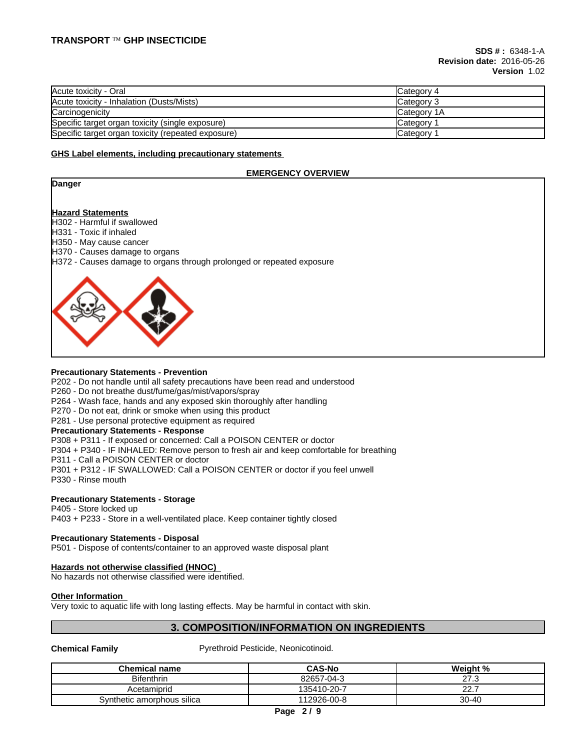| Acute toxicity - Oral | Category 4 |
|---|---|
| Acute toxicity - Inhalation (Dusts/Mists) | Category 3 |
| Carcinogenicity | Category 1A |
| Specific target organ toxicity (single exposure) | Category 1 |
| Specific target organ toxicity (repeated exposure) | Category 1 |

**GHS Label elements, including precautionary statements**

**EMERGENCY OVERVIEW**

**Danger**

**Hazard Statements**

H302 - Harmful if swallowed
H331 - Toxic if inhaled
H350 - May cause cancer
H370 - Causes damage to organs
H372 - Causes damage to organs through prolonged or repeated exposure

**Precautionary Statements - Prevention**

P202 - Do not handle until all safety precautions have been read and understood
P260 - Do not breathe dust/fume/gas/mist/vapors/spray
P264 - Wash face, hands and any exposed skin thoroughly after handling
P270 - Do not eat, drink or smoke when using this product
P281 - Use personal protective equipment as required

**Precautionary Statements - Response**

P308 + P311 - If exposed or concerned: Call a POISON CENTER or doctor
P304 + P340 - IF INHALED: Remove person to fresh air and keep comfortable for breathing
P311 - Call a POISON CENTER or doctor
P301 + P312 - IF SWALLOWED: Call a POISON CENTER or doctor if you feel unwell
P330 - Rinse mouth

**Precautionary Statements - Storage**

P405 - Store locked up
P403 + P233 - Store in a well-ventilated place. Keep container tightly closed

**Precautionary Statements - Disposal**

P501 - Dispose of contents/container to an approved waste disposal plant

**Hazards not otherwise classified (HNOC)**

No hazards not otherwise classified were identified.

**Other Information**

Very toxic to aquatic life with long lasting effects. May be harmful in contact with skin.

## 3. COMPOSITION/INFORMATION ON INGREDIENTS

**Chemical Family** Pyrethroid Pesticide, Neonicotinoid.

| Chemical name | CAS-No | Weight % |
|---|---|---|
| Bifenthrin | 82657-04-3 | 27.3 |
| Acetamiprid | 135410-20-7 | 22.7 |
| Synthetic amorphous silica | 112926-00-8 | 30-40 |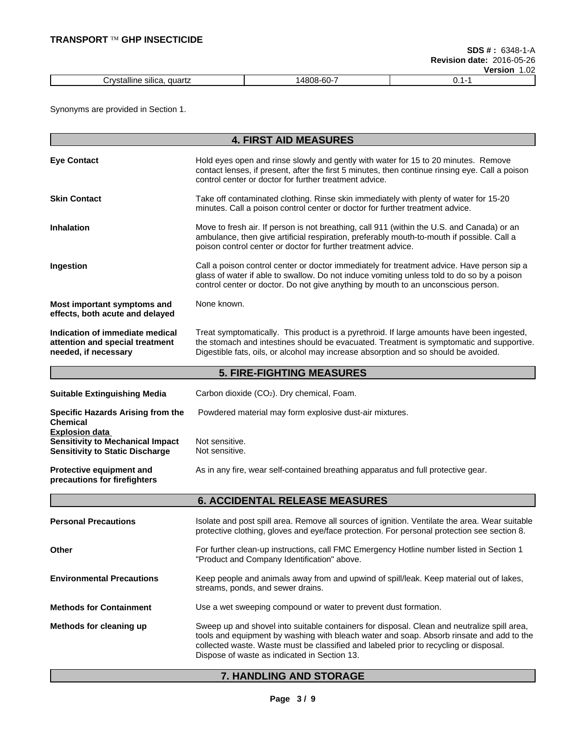| Crystalline silica, quartz | 14808-60-7 | 0.1-1 |
|---|---|---|

Synonyms are provided in Section 1.

## 4. FIRST AID MEASURES

**Eye Contact**

Hold eyes open and rinse slowly and gently with water for 15 to 20 minutes. Remove contact lenses, if present, after the first 5 minutes, then continue rinsing eye. Call a poison control center or doctor for further treatment advice.

**Skin Contact**

Take off contaminated clothing. Rinse skin immediately with plenty of water for 15-20 minutes. Call a poison control center or doctor for further treatment advice.

**Inhalation**

Move to fresh air. If person is not breathing, call 911 (within the U.S. and Canada) or an ambulance, then give artificial respiration, preferably mouth-to-mouth if possible. Call a poison control center or doctor for further treatment advice.

**Ingestion**

Call a poison control center or doctor immediately for treatment advice. Have person sip a glass of water if able to swallow. Do not induce vomiting unless told to do so by a poison control center or doctor. Do not give anything by mouth to an unconscious person.

**Most important symptoms and effects, both acute and delayed**

None known.

**Indication of immediate medical attention and special treatment needed, if necessary**

Treat symptomatically. This product is a pyrethroid. If large amounts have been ingested, the stomach and intestines should be evacuated. Treatment is symptomatic and supportive. Digestible fats, oils, or alcohol may increase absorption and so should be avoided.

## 5. FIRE-FIGHTING MEASURES

**Suitable Extinguishing Media**

Carbon dioxide ($CO_2$). Dry chemical, Foam.

**Specific Hazards Arising from the Chemical**

Powdered material may form explosive dust-air mixtures.

**Explosion data**

**Sensitivity to Mechanical Impact** Not sensitive.
**Sensitivity to Static Discharge** Not sensitive.

**Protective equipment and precautions for firefighters**

As in any fire, wear self-contained breathing apparatus and full protective gear.

## 6. ACCIDENTAL RELEASE MEASURES

**Personal Precautions**

Isolate and post spill area. Remove all sources of ignition. Ventilate the area. Wear suitable protective clothing, gloves and eye/face protection. For personal protection see section 8.

**Other**

For further clean-up instructions, call FMC Emergency Hotline number listed in Section 1 "Product and Company Identification" above.

**Environmental Precautions**

Keep people and animals away from and upwind of spill/leak. Keep material out of lakes, streams, ponds, and sewer drains.

**Methods for Containment**

Use a wet sweeping compound or water to prevent dust formation.

**Methods for cleaning up**

Sweep up and shovel into suitable containers for disposal. Clean and neutralize spill area, tools and equipment by washing with bleach water and soap. Absorb rinsate and add to the collected waste. Waste must be classified and labeled prior to recycling or disposal. Dispose of waste as indicated in Section 13.

## 7. HANDLING AND STORAGE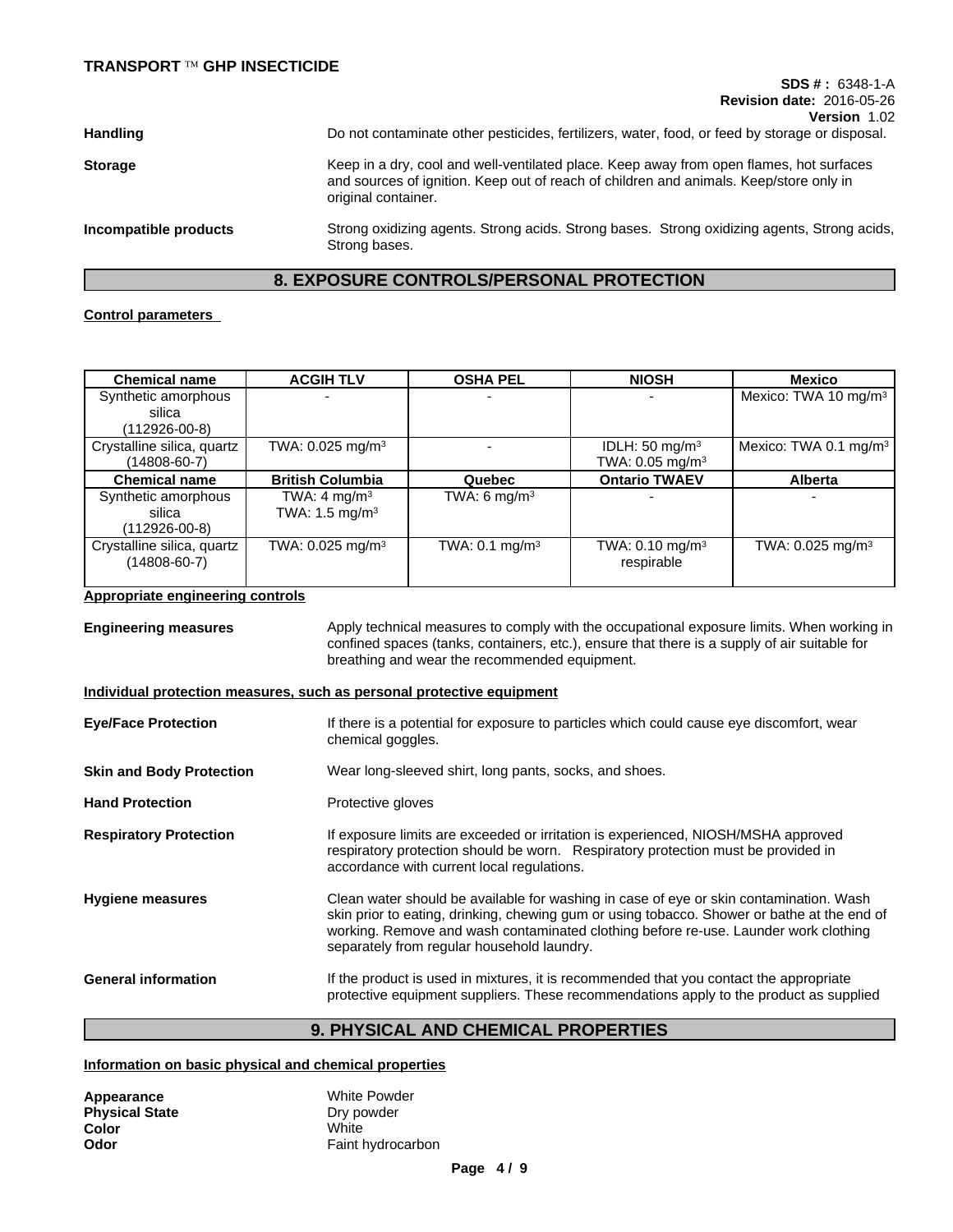**Handling** Do not contaminate other pesticides, fertilizers, water, food, or feed by storage or disposal.

**Storage** Keep in a dry, cool and well-ventilated place. Keep away from open flames, hot surfaces and sources of ignition. Keep out of reach of children and animals. Keep/store only in original container.

**Incompatible products** Strong oxidizing agents. Strong acids. Strong bases. Strong oxidizing agents, Strong acids, Strong bases.

## 8. EXPOSURE CONTROLS/PERSONAL PROTECTION

**Control parameters**

| Chemical name | ACGIH TLV | OSHA PEL | NIOSH | Mexico |
|---|---|---|---|---|
| Synthetic amorphous silica (112926-00-8) | - | - | - | Mexico: TWA 10 mg/m³ |
| Crystalline silica, quartz (14808-60-7) | TWA: 0.025 mg/m³ | - | IDLH: 50 mg/m³ TWA: 0.05 mg/m³ | Mexico: TWA 0.1 mg/m³ |
| **Chemical name** | **British Columbia** | **Quebec** | **Ontario TWAEV** | **Alberta** |
| Synthetic amorphous silica (112926-00-8) | TWA: 4 mg/m³ TWA: 1.5 mg/m³ | TWA: 6 mg/m³ | - | - |
| Crystalline silica, quartz (14808-60-7) | TWA: 0.025 mg/m³ | TWA: 0.1 mg/m³ | TWA: 0.10 mg/m³ respirable | TWA: 0.025 mg/m³ |

**Appropriate engineering controls**

**Engineering measures** Apply technical measures to comply with the occupational exposure limits. When working in confined spaces (tanks, containers, etc.), ensure that there is a supply of air suitable for breathing and wear the recommended equipment.

**Individual protection measures, such as personal protective equipment**

**Eye/Face Protection** If there is a potential for exposure to particles which could cause eye discomfort, wear chemical goggles.

**Skin and Body Protection** Wear long-sleeved shirt, long pants, socks, and shoes.

**Hand Protection** Protective gloves

**Respiratory Protection** If exposure limits are exceeded or irritation is experienced, NIOSH/MSHA approved respiratory protection should be worn. Respiratory protection must be provided in accordance with current local regulations.

**Hygiene measures** Clean water should be available for washing in case of eye or skin contamination. Wash skin prior to eating, drinking, chewing gum or using tobacco. Shower or bathe at the end of working. Remove and wash contaminated clothing before re-use. Launder work clothing separately from regular household laundry.

**General information** If the product is used in mixtures, it is recommended that you contact the appropriate protective equipment suppliers. These recommendations apply to the product as supplied

## 9. PHYSICAL AND CHEMICAL PROPERTIES

**Information on basic physical and chemical properties**

**Appearance** White Powder
**Physical State** Dry powder
**Color** White
**Odor** Faint hydrocarbon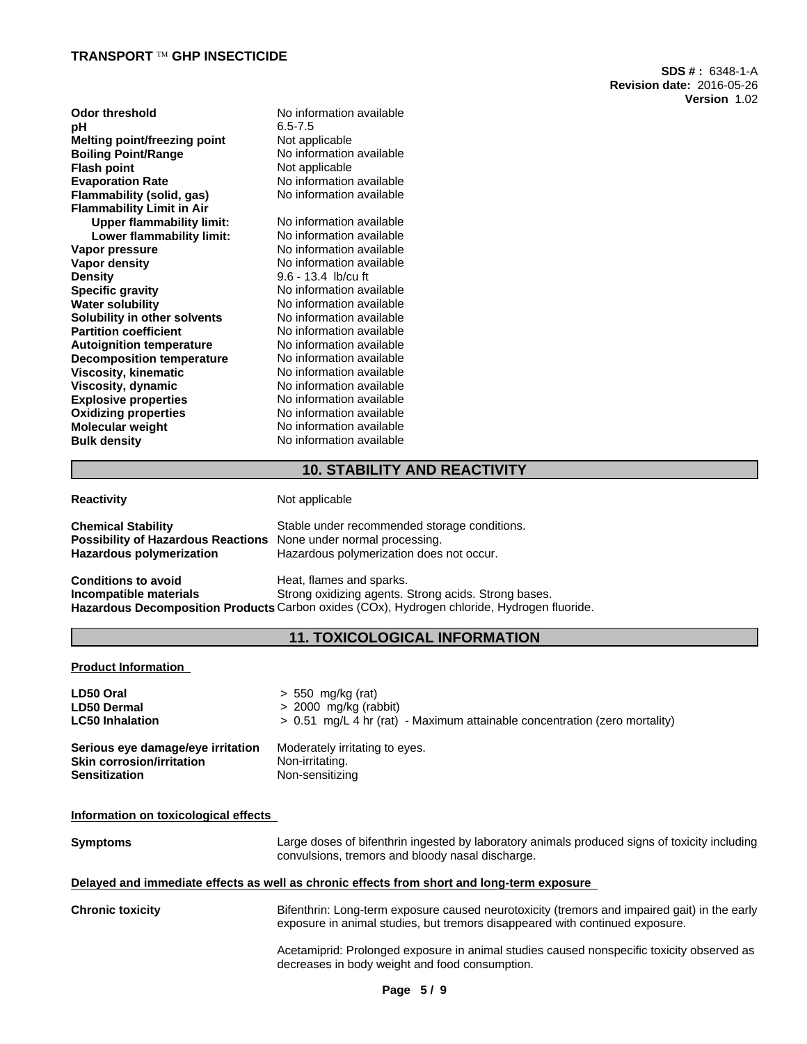| | |
|---|---|
| **Odor threshold** | No information available |
| **pH** | 6.5-7.5 |
| **Melting point/freezing point** | Not applicable |
| **Boiling Point/Range** | No information available |
| **Flash point** | Not applicable |
| **Evaporation Rate** | No information available |
| **Flammability (solid, gas)** | No information available |
| **Flammability Limit in Air** | |
| **Upper flammability limit:** | No information available |
| **Lower flammability limit:** | No information available |
| **Vapor pressure** | No information available |
| **Vapor density** | No information available |
| **Density** | 9.6 - 13.4 lb/cu ft |
| **Specific gravity** | No information available |
| **Water solubility** | No information available |
| **Solubility in other solvents** | No information available |
| **Partition coefficient** | No information available |
| **Autoignition temperature** | No information available |
| **Decomposition temperature** | No information available |
| **Viscosity, kinematic** | No information available |
| **Viscosity, dynamic** | No information available |
| **Explosive properties** | No information available |
| **Oxidizing properties** | No information available |
| **Molecular weight** | No information available |
| **Bulk density** | No information available |

## 10. STABILITY AND REACTIVITY

**Reactivity** Not applicable

**Chemical Stability** Stable under recommended storage conditions.
**Possibility of Hazardous Reactions** None under normal processing.
**Hazardous polymerization** Hazardous polymerization does not occur.

**Conditions to avoid** Heat, flames and sparks.
**Incompatible materials** Strong oxidizing agents. Strong acids. Strong bases.
**Hazardous Decomposition Products** Carbon oxides (COx), Hydrogen chloride, Hydrogen fluoride.

## 11. TOXICOLOGICAL INFORMATION

**Product Information**

**LD50 Oral** > 550 mg/kg (rat)
**LD50 Dermal** > 2000 mg/kg (rabbit)
**LC50 Inhalation** > 0.51 mg/L 4 hr (rat) - Maximum attainable concentration (zero mortality)

**Serious eye damage/eye irritation** Moderately irritating to eyes.
**Skin corrosion/irritation** Non-irritating.
**Sensitization** Non-sensitizing

**Information on toxicological effects**

**Symptoms** Large doses of bifenthrin ingested by laboratory animals produced signs of toxicity including convulsions, tremors and bloody nasal discharge.

**Delayed and immediate effects as well as chronic effects from short and long-term exposure**

**Chronic toxicity** Bifenthrin: Long-term exposure caused neurotoxicity (tremors and impaired gait) in the early exposure in animal studies, but tremors disappeared with continued exposure.

Acetamiprid: Prolonged exposure in animal studies caused nonspecific toxicity observed as decreases in body weight and food consumption.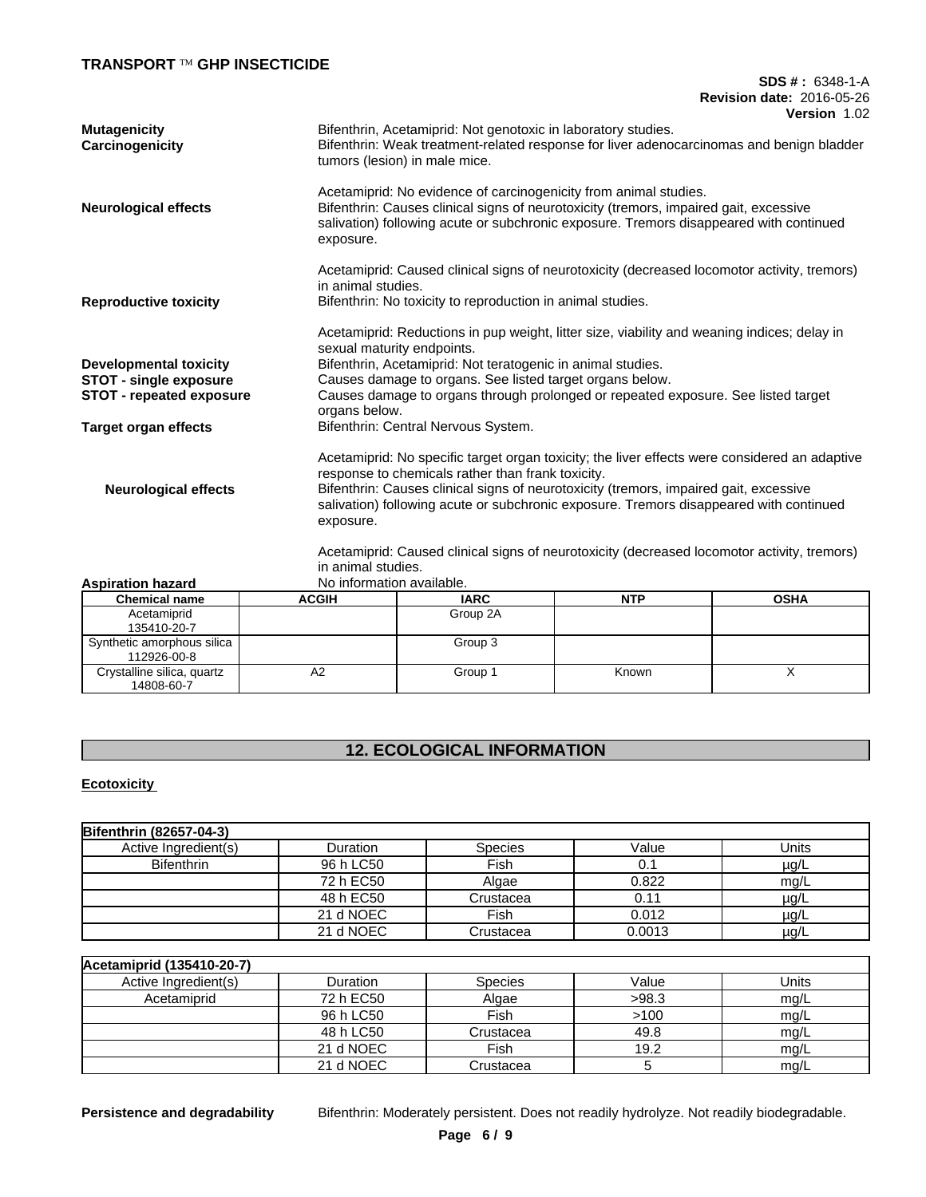**Mutagenicity** Bifenthrin, Acetamiprid: Not genotoxic in laboratory studies.

**Carcinogenicity** Bifenthrin: Weak treatment-related response for liver adenocarcinomas and benign bladder tumors (lesion) in male mice.

Acetamiprid: No evidence of carcinogenicity from animal studies.

**Neurological effects** Bifenthrin: Causes clinical signs of neurotoxicity (tremors, impaired gait, excessive salivation) following acute or subchronic exposure. Tremors disappeared with continued exposure.

Acetamiprid: Caused clinical signs of neurotoxicity (decreased locomotor activity, tremors) in animal studies.

**Reproductive toxicity** Bifenthrin: No toxicity to reproduction in animal studies.

Acetamiprid: Reductions in pup weight, litter size, viability and weaning indices; delay in sexual maturity endpoints.

**Developmental toxicity** Bifenthrin, Acetamiprid: Not teratogenic in animal studies.

**STOT - single exposure** Causes damage to organs. See listed target organs below.

**STOT - repeated exposure** Causes damage to organs through prolonged or repeated exposure. See listed target organs below.

**Target organ effects** Bifenthrin: Central Nervous System.

Acetamiprid: No specific target organ toxicity; the liver effects were considered an adaptive response to chemicals rather than frank toxicity.

**Neurological effects** Bifenthrin: Causes clinical signs of neurotoxicity (tremors, impaired gait, excessive salivation) following acute or subchronic exposure. Tremors disappeared with continued exposure.

Acetamiprid: Caused clinical signs of neurotoxicity (decreased locomotor activity, tremors) in animal studies.

**Aspiration hazard** No information available.

| Chemical name | ACGIH | IARC | NTP | OSHA |
|---|---|---|---|---|
| Acetamiprid<br>135410-20-7 | | Group 2A | | |
| Synthetic amorphous silica<br>112926-00-8 | | Group 3 | | |
| Crystalline silica, quartz<br>14808-60-7 | A2 | Group 1 | Known | X |

## 12. ECOLOGICAL INFORMATION

**Ecotoxicity**

| Bifenthrin (82657-04-3) | | | | |
|---|---|---|---|---|
| Active Ingredient(s) | Duration | Species | Value | Units |
| Bifenthrin | 96 h LC50 | Fish | 0.1 | µg/L |
| | 72 h EC50 | Algae | 0.822 | mg/L |
| | 48 h EC50 | Crustacea | 0.11 | µg/L |
| | 21 d NOEC | Fish | 0.012 | µg/L |
| | 21 d NOEC | Crustacea | 0.0013 | µg/L |

| Acetamiprid (135410-20-7) | | | | |
|---|---|---|---|---|
| Active Ingredient(s) | Duration | Species | Value | Units |
| Acetamiprid | 72 h EC50 | Algae | >98.3 | mg/L |
| | 96 h LC50 | Fish | >100 | mg/L |
| | 48 h LC50 | Crustacea | 49.8 | mg/L |
| | 21 d NOEC | Fish | 19.2 | mg/L |
| | 21 d NOEC | Crustacea | 5 | mg/L |

**Persistence and degradability** Bifenthrin: Moderately persistent. Does not readily hydrolyze. Not readily biodegradable.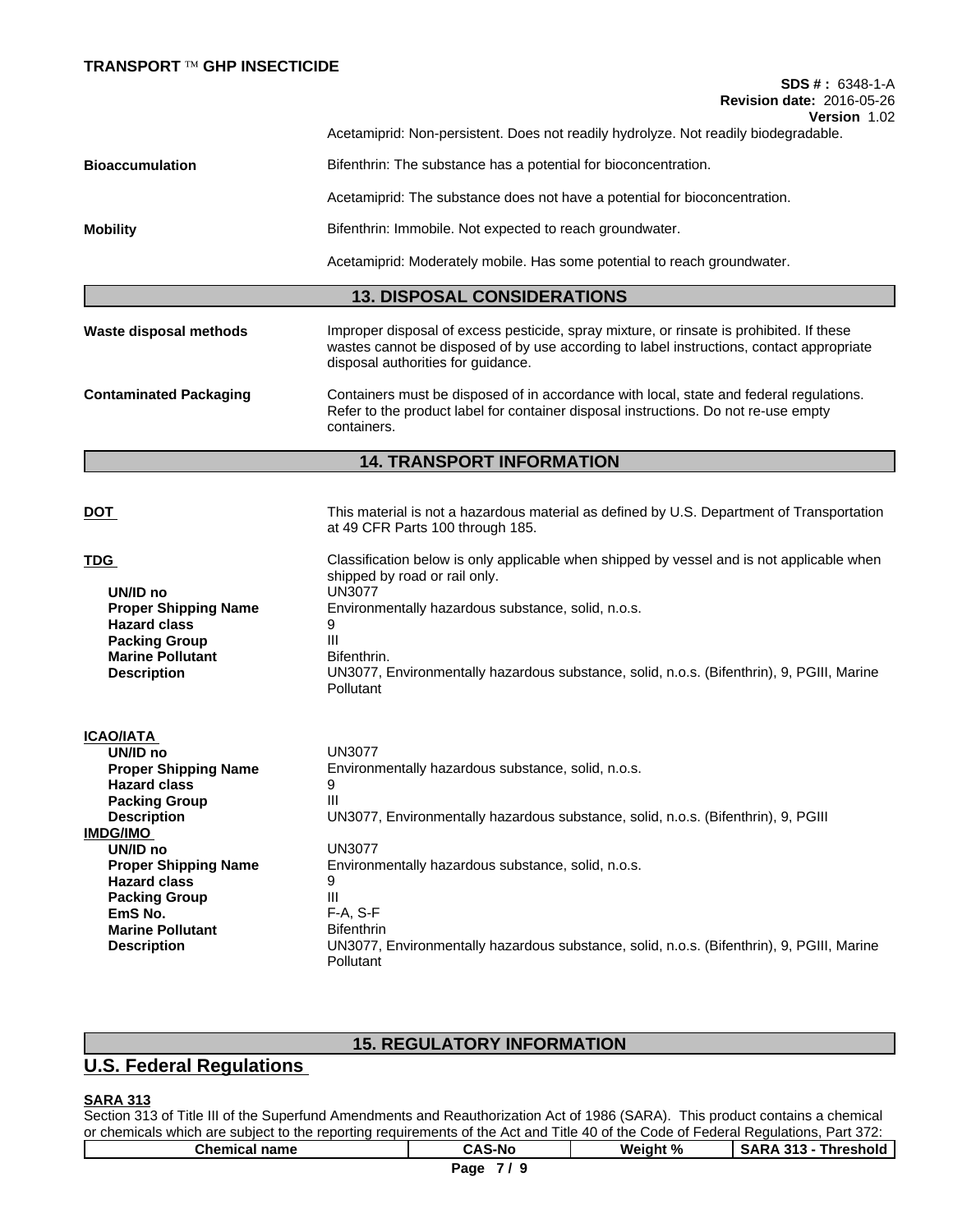Acetamiprid: Non-persistent. Does not readily hydrolyze. Not readily biodegradable.

**Bioaccumulation**

Bifenthrin: The substance has a potential for bioconcentration.

Acetamiprid: The substance does not have a potential for bioconcentration.

**Mobility**

Bifenthrin: Immobile. Not expected to reach groundwater.

Acetamiprid: Moderately mobile. Has some potential to reach groundwater.

## 13. DISPOSAL CONSIDERATIONS

**Waste disposal methods**

Improper disposal of excess pesticide, spray mixture, or rinsate is prohibited. If these wastes cannot be disposed of by use according to label instructions, contact appropriate disposal authorities for guidance.

**Contaminated Packaging**

Containers must be disposed of in accordance with local, state and federal regulations. Refer to the product label for container disposal instructions. Do not re-use empty containers.

## 14. TRANSPORT INFORMATION

**DOT**

This material is not a hazardous material as defined by U.S. Department of Transportation at 49 CFR Parts 100 through 185.

**TDG**

Classification below is only applicable when shipped by vessel and is not applicable when shipped by road or rail only.

- **UN/ID no**: UN3077
- **Proper Shipping Name**: Environmentally hazardous substance, solid, n.o.s.
- **Hazard class**: 9
- **Packing Group**: III
- **Marine Pollutant**: Bifenthrin.
- **Description**: UN3077, Environmentally hazardous substance, solid, n.o.s. (Bifenthrin), 9, PGIII, Marine Pollutant

**ICAO/IATA**

- **UN/ID no**: UN3077
- **Proper Shipping Name**: Environmentally hazardous substance, solid, n.o.s.
- **Hazard class**: 9
- **Packing Group**: III
- **Description**: UN3077, Environmentally hazardous substance, solid, n.o.s. (Bifenthrin), 9, PGIII

**IMDG/IMO**

- **UN/ID no**: UN3077
- **Proper Shipping Name**: Environmentally hazardous substance, solid, n.o.s.
- **Hazard class**: 9
- **Packing Group**: III
- **EmS No.**: F-A, S-F
- **Marine Pollutant**: Bifenthrin
- **Description**: UN3077, Environmentally hazardous substance, solid, n.o.s. (Bifenthrin), 9, PGIII, Marine Pollutant

## 15. REGULATORY INFORMATION

## U.S. Federal Regulations

**SARA 313**

Section 313 of Title III of the Superfund Amendments and Reauthorization Act of 1986 (SARA). This product contains a chemical or chemicals which are subject to the reporting requirements of the Act and Title 40 of the Code of Federal Regulations, Part 372:

| Chemical name | CAS-No | Weight % | SARA 313 - Threshold |
|---|---|---|---|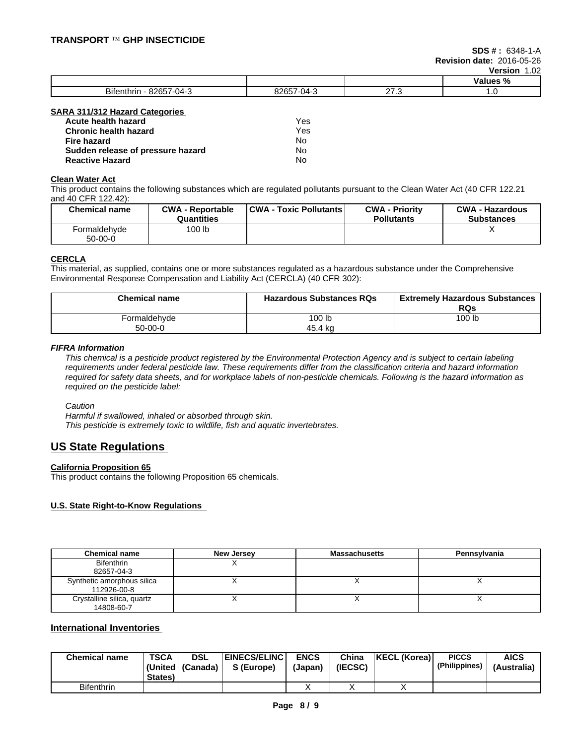| | | | Values % |
|---|---|---|---|
| Bifenthrin - 82657-04-3 | 82657-04-3 | 27.3 | 1.0 |

**SARA 311/312 Hazard Categories**

| | |
|---|---|
| **Acute health hazard** | Yes |
| **Chronic health hazard** | Yes |
| **Fire hazard** | No |
| **Sudden release of pressure hazard** | No |
| **Reactive Hazard** | No |

**Clean Water Act**

This product contains the following substances which are regulated pollutants pursuant to the Clean Water Act (40 CFR 122.21 and 40 CFR 122.42):

| Chemical name | CWA - Reportable Quantities | CWA - Toxic Pollutants | CWA - Priority Pollutants | CWA - Hazardous Substances |
|---|---|---|---|---|
| Formaldehyde 50-00-0 | 100 lb | | | X |

**CERCLA**

This material, as supplied, contains one or more substances regulated as a hazardous substance under the Comprehensive Environmental Response Compensation and Liability Act (CERCLA) (40 CFR 302):

| Chemical name | Hazardous Substances RQs | Extremely Hazardous Substances RQs |
|---|---|---|
| Formaldehyde 50-00-0 | 100 lb 45.4 kg | 100 lb |

***FIFRA Information***

*This chemical is a pesticide product registered by the Environmental Protection Agency and is subject to certain labeling requirements under federal pesticide law. These requirements differ from the classification criteria and hazard information required for safety data sheets, and for workplace labels of non-pesticide chemicals. Following is the hazard information as required on the pesticide label:*

*Caution*
*Harmful if swallowed, inhaled or absorbed through skin.*
*This pesticide is extremely toxic to wildlife, fish and aquatic invertebrates.*

## US State Regulations

**California Proposition 65**

This product contains the following Proposition 65 chemicals.

**U.S. State Right-to-Know Regulations**

| Chemical name | New Jersey | Massachusetts | Pennsylvania |
|---|---|---|---|
| Bifenthrin 82657-04-3 | X | | |
| Synthetic amorphous silica 112926-00-8 | X | X | X |
| Crystalline silica, quartz 14808-60-7 | X | X | X |

## International Inventories

| Chemical name | TSCA (United States) | DSL (Canada) | EINECS/ELINCS (Europe) | ENCS (Japan) | China (IECSC) | KECL (Korea) | PICCS (Philippines) | AICS (Australia) |
|---|---|---|---|---|---|---|---|---|
| Bifenthrin | | | | X | X | X | | |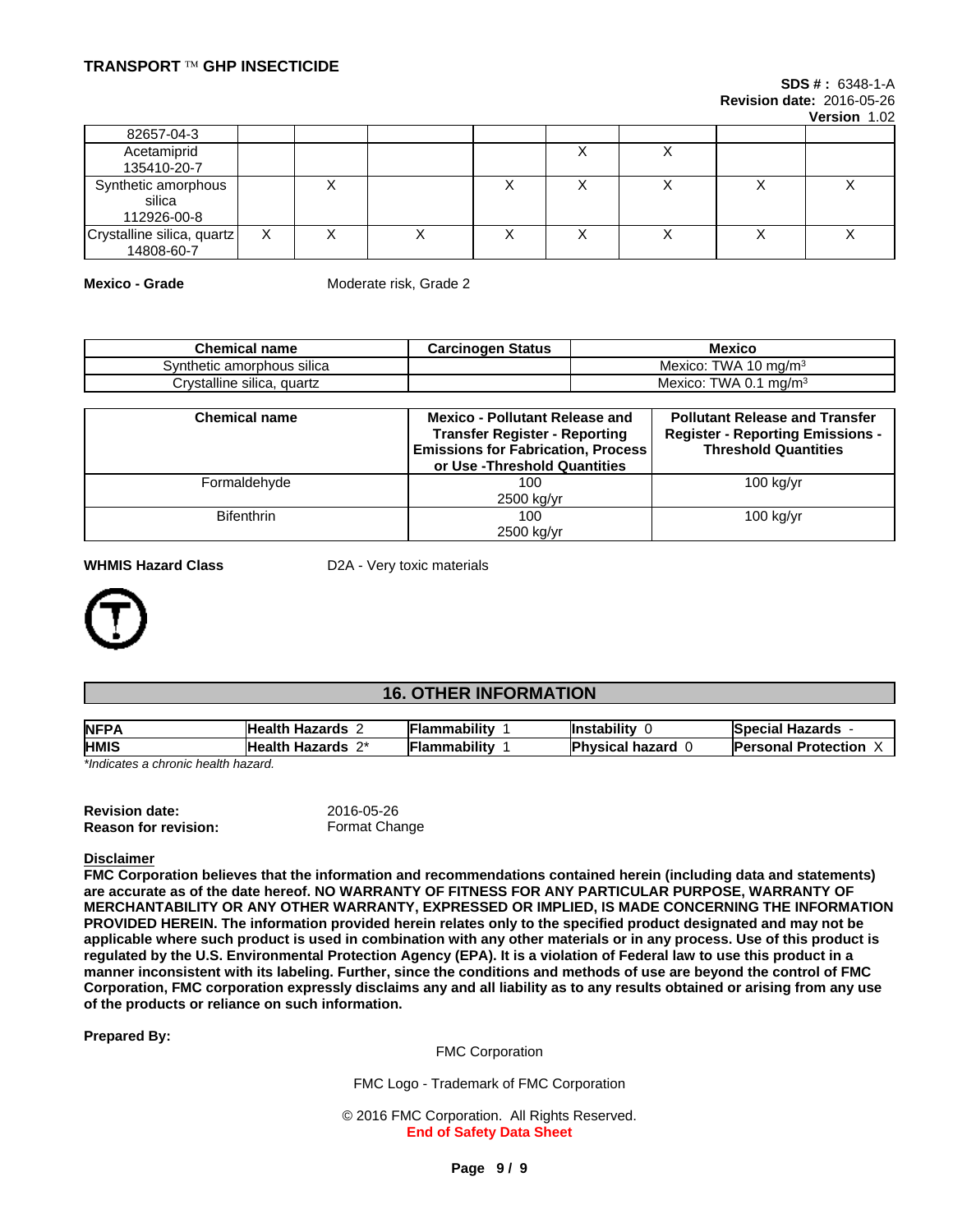| | | | | | | | | |
|---|---|---|---|---|---|---|---|---|
| 82657-04-3 | | | | | | | | |
| Acetamiprid 135410-20-7 | | | | | X | X | | |
| Synthetic amorphous silica 112926-00-8 | | X | | X | X | X | X | X |
| Crystalline silica, quartz 14808-60-7 | X | X | X | X | X | X | X | X |

**Mexico - Grade** Moderate risk, Grade 2

| Chemical name | Carcinogen Status | Mexico |
|---|---|---|
| Synthetic amorphous silica | | Mexico: TWA 10 mg/m³ |
| Crystalline silica, quartz | | Mexico: TWA 0.1 mg/m³ |

| Chemical name | Mexico - Pollutant Release and Transfer Register - Reporting Emissions for Fabrication, Process or Use -Threshold Quantities | Pollutant Release and Transfer Register - Reporting Emissions - Threshold Quantities |
|---|---|---|
| Formaldehyde | 100 2500 kg/yr | 100 kg/yr |
| Bifenthrin | 100 2500 kg/yr | 100 kg/yr |

**WHMIS Hazard Class** D2A - Very toxic materials

## 16. OTHER INFORMATION

| | | | | |
|---|---|---|---|---|
| **NFPA** | **Health Hazards** 2 | **Flammability** 1 | **Instability** 0 | **Special Hazards** - |
| **HMIS** | **Health Hazards** 2* | **Flammability** 1 | **Physical hazard** 0 | **Personal Protection** X |

*Indicates a chronic health hazard.*

**Revision date:** 2016-05-26
**Reason for revision:** Format Change

**Disclaimer**

**FMC Corporation believes that the information and recommendations contained herein (including data and statements) are accurate as of the date hereof. NO WARRANTY OF FITNESS FOR ANY PARTICULAR PURPOSE, WARRANTY OF MERCHANTABILITY OR ANY OTHER WARRANTY, EXPRESSED OR IMPLIED, IS MADE CONCERNING THE INFORMATION PROVIDED HEREIN. The information provided herein relates only to the specified product designated and may not be applicable where such product is used in combination with any other materials or in any process. Use of this product is regulated by the U.S. Environmental Protection Agency (EPA). It is a violation of Federal law to use this product in a manner inconsistent with its labeling. Further, since the conditions and methods of use are beyond the control of FMC Corporation, FMC corporation expressly disclaims any and all liability as to any results obtained or arising from any use of the products or reliance on such information.**

**Prepared By:**

FMC Corporation

FMC Logo - Trademark of FMC Corporation

© 2016 FMC Corporation. All Rights Reserved.

**End of Safety Data Sheet**